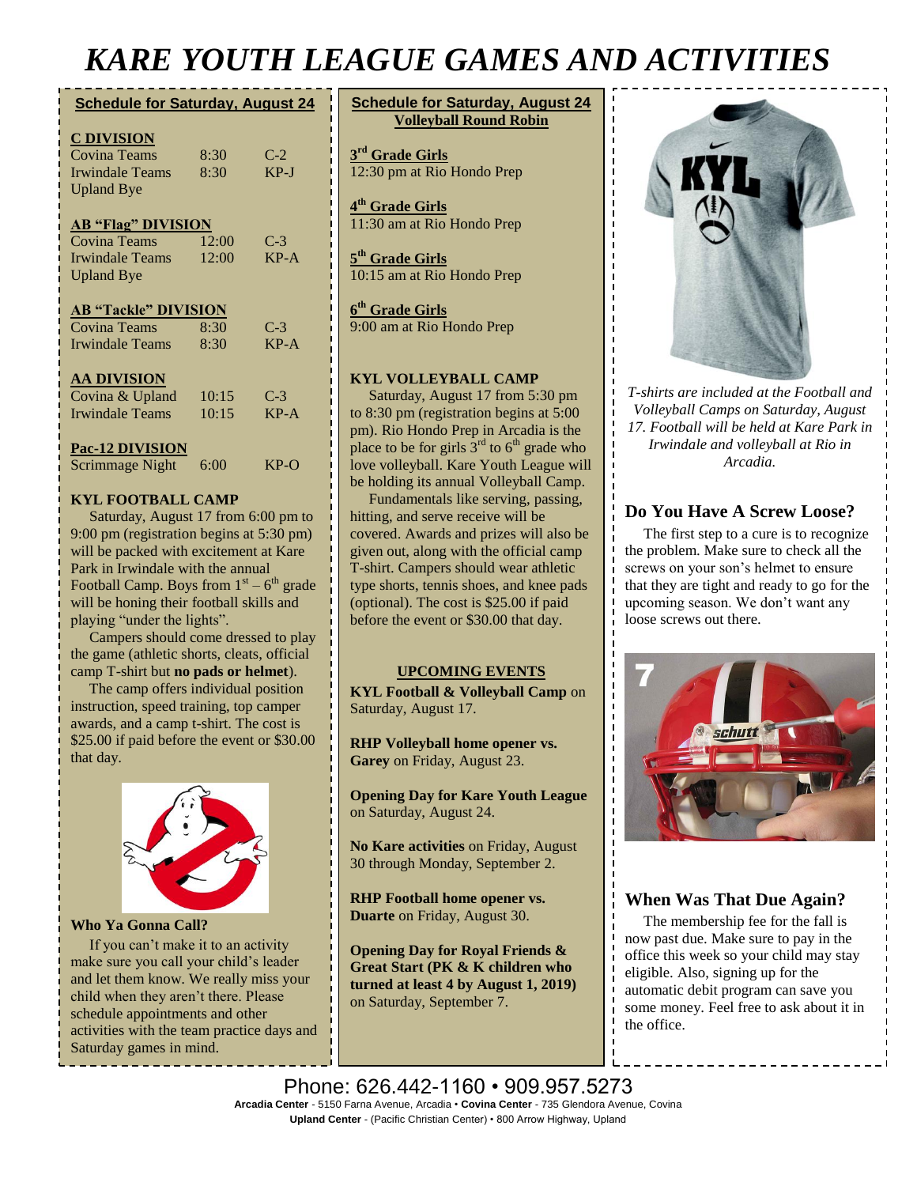# KARE YOUTH LEAGUE GAMES AND ACTIVITIES

## Schedule for Saturday, August 24

**C DIVISION**

| | | |
|---|---|---|
| Covina Teams | 8:30 | C-2 |
| Irwindale Teams | 8:30 | KP-J |
| Upland Bye | | |

**AB "Flag" DIVISION**

| | | |
|---|---|---|
| Covina Teams | 12:00 | C-3 |
| Irwindale Teams | 12:00 | KP-A |
| Upland Bye | | |

**AB "Tackle" DIVISION**

| | | |
|---|---|---|
| Covina Teams | 8:30 | C-3 |
| Irwindale Teams | 8:30 | KP-A |

**AA DIVISION**

| | | |
|---|---|---|
| Covina & Upland | 10:15 | C-3 |
| Irwindale Teams | 10:15 | KP-A |

**Pac-12 DIVISION**

| | | |
|---|---|---|
| Scrimmage Night | 6:00 | KP-O |

### KYL FOOTBALL CAMP

Saturday, August 17 from 6:00 pm to 9:00 pm (registration begins at 5:30 pm) will be packed with excitement at Kare Park in Irwindale with the annual Football Camp. Boys from 1st – 6th grade will be honing their football skills and playing "under the lights".

Campers should come dressed to play the game (athletic shorts, cleats, official camp T-shirt but **no pads or helmet**).

The camp offers individual position instruction, speed training, top camper awards, and a camp t-shirt. The cost is $25.00 if paid before the event or $30.00 that day.

### Who Ya Gonna Call?

If you can't make it to an activity make sure you call your child's leader and let them know. We really miss your child when they aren't there. Please schedule appointments and other activities with the team practice days and Saturday games in mind.

## Schedule for Saturday, August 24
**Volleyball Round Robin**

**3rd Grade Girls**
12:30 pm at Rio Hondo Prep

**4th Grade Girls**
11:30 am at Rio Hondo Prep

**5th Grade Girls**
10:15 am at Rio Hondo Prep

**6th Grade Girls**
9:00 am at Rio Hondo Prep

### KYL VOLLEYBALL CAMP

Saturday, August 17 from 5:30 pm to 8:30 pm (registration begins at 5:00 pm). Rio Hondo Prep in Arcadia is the place to be for girls 3rd to 6th grade who love volleyball. Kare Youth League will be holding its annual Volleyball Camp.

Fundamentals like serving, passing, hitting, and serve receive will be covered. Awards and prizes will also be given out, along with the official camp T-shirt. Campers should wear athletic type shorts, tennis shoes, and knee pads (optional). The cost is $25.00 if paid before the event or $30.00 that day.

### UPCOMING EVENTS

**KYL Football & Volleyball Camp** on Saturday, August 17.

**RHP Volleyball home opener vs. Garey** on Friday, August 23.

**Opening Day for Kare Youth League** on Saturday, August 24.

**No Kare activities** on Friday, August 30 through Monday, September 2.

**RHP Football home opener vs. Duarte** on Friday, August 30.

**Opening Day for Royal Friends & Great Start (PK & K children who turned at least 4 by August 1, 2019)** on Saturday, September 7.

*T-shirts are included at the Football and Volleyball Camps on Saturday, August 17. Football will be held at Kare Park in Irwindale and volleyball at Rio in Arcadia.*

### Do You Have A Screw Loose?

The first step to a cure is to recognize the problem. Make sure to check all the screws on your son's helmet to ensure that they are tight and ready to go for the upcoming season. We don't want any loose screws out there.

### When Was That Due Again?

The membership fee for the fall is now past due. Make sure to pay in the office this week so your child may stay eligible. Also, signing up for the automatic debit program can save you some money. Feel free to ask about it in the office.

Phone: 626.442-1160 • 909.957.5273
**Arcadia Center** - 5150 Farna Avenue, Arcadia • **Covina Center** - 735 Glendora Avenue, Covina
**Upland Center** - (Pacific Christian Center) • 800 Arrow Highway, Upland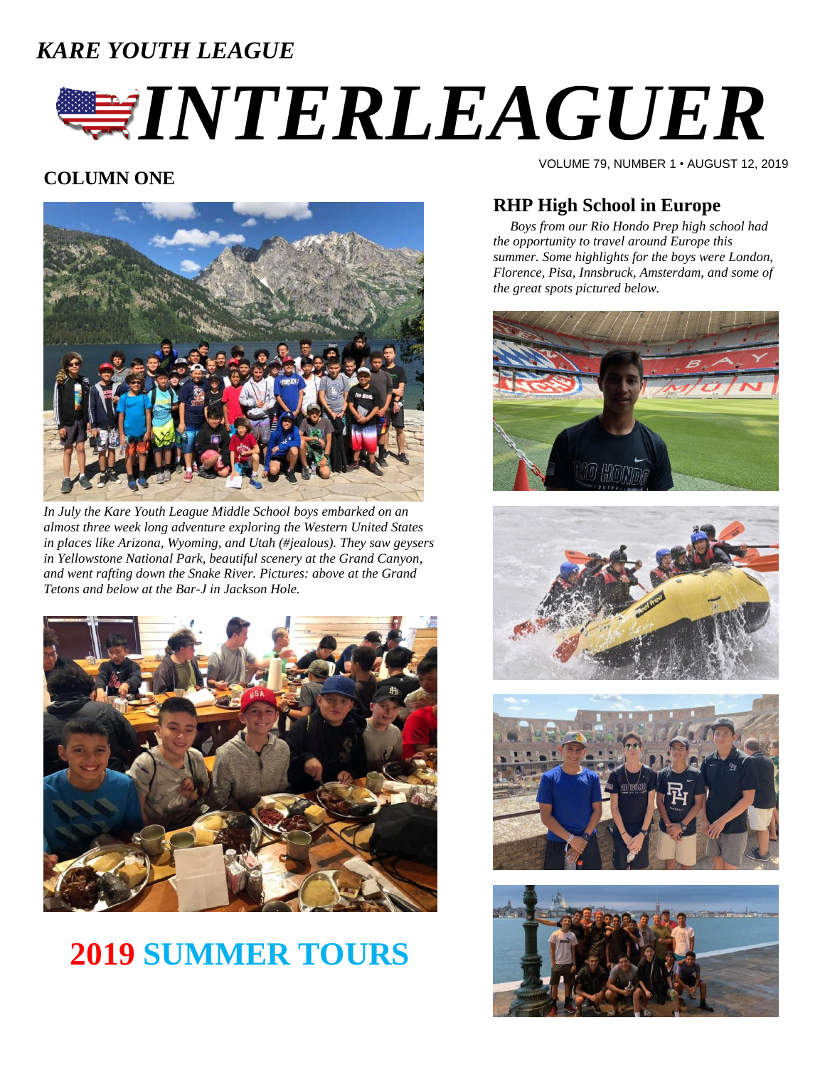*KARE YOUTH LEAGUE*

# *INTERLEAGUER*

VOLUME 79, NUMBER 1 • AUGUST 12, 2019

## COLUMN ONE

*In July the Kare Youth League Middle School boys embarked on an almost three week long adventure exploring the Western United States in places like Arizona, Wyoming, and Utah (#jealous). They saw geysers in Yellowstone National Park, beautiful scenery at the Grand Canyon, and went rafting down the Snake River. Pictures: above at the Grand Tetons and below at the Bar-J in Jackson Hole.*

# 2019 SUMMER TOURS

## RHP High School in Europe

*Boys from our Rio Hondo Prep high school had the opportunity to travel around Europe this summer. Some highlights for the boys were London, Florence, Pisa, Innsbruck, Amsterdam, and some of the great spots pictured below.*